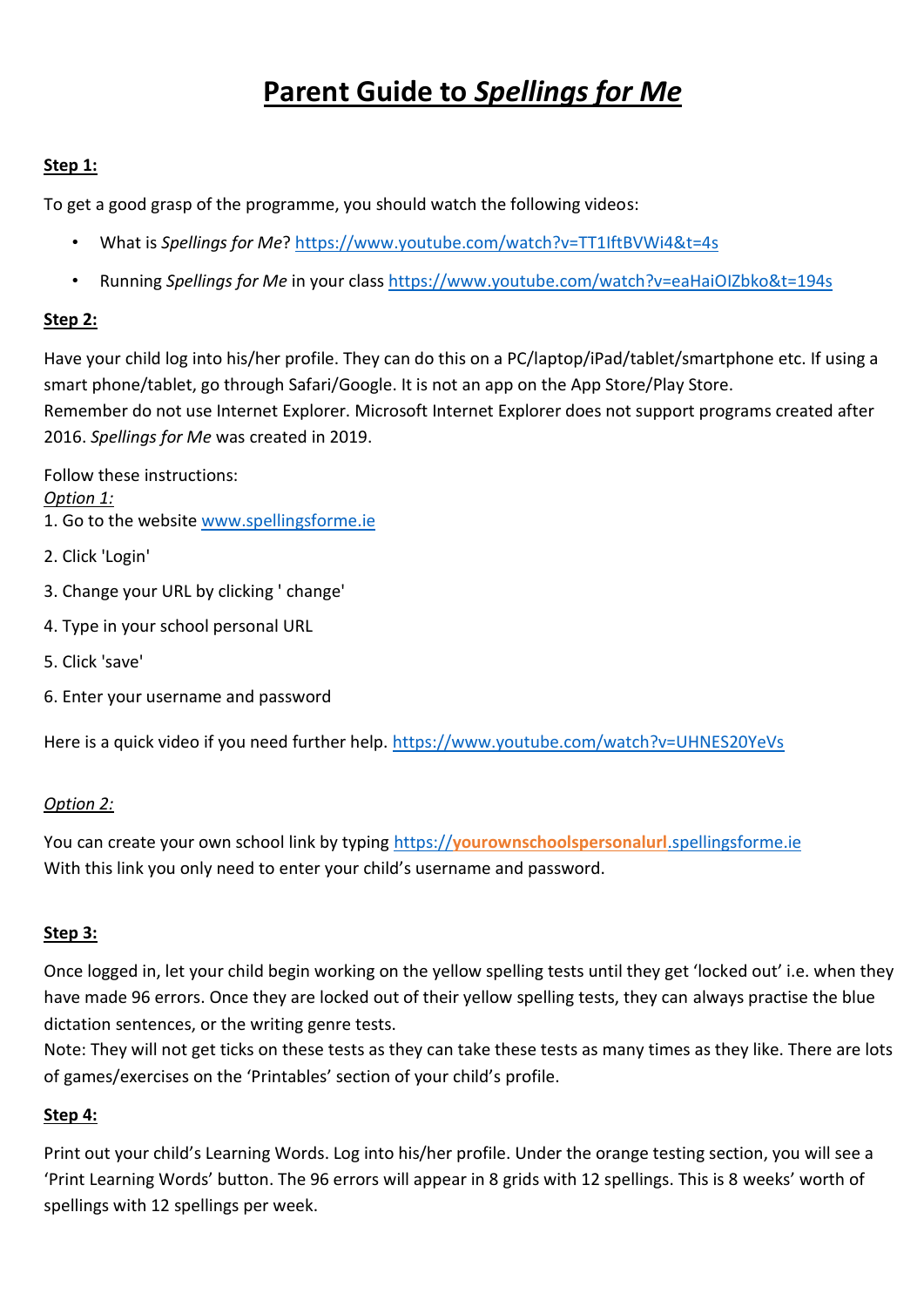# Parent Guide to *Spellings for Me*

**Step 1:**

To get a good grasp of the programme, you should watch the following videos:

- What is *Spellings for Me*? https://www.youtube.com/watch?v=TT1IftBVWi4&t=4s
- Running *Spellings for Me* in your class https://www.youtube.com/watch?v=eaHaiOIZbko&t=194s

**Step 2:**

Have your child log into his/her profile. They can do this on a PC/laptop/iPad/tablet/smartphone etc. If using a smart phone/tablet, go through Safari/Google. It is not an app on the App Store/Play Store.
Remember do not use Internet Explorer. Microsoft Internet Explorer does not support programs created after 2016. *Spellings for Me* was created in 2019.

Follow these instructions:
*Option 1:*
1. Go to the website www.spellingsforme.ie
2. Click 'Login'
3. Change your URL by clicking ' change'
4. Type in your school personal URL
5. Click 'save'
6. Enter your username and password

Here is a quick video if you need further help. https://www.youtube.com/watch?v=UHNES20YeVs

*Option 2:*

You can create your own school link by typing https://**yourownschoolspersonalurl**.spellingsforme.ie
With this link you only need to enter your child's username and password.

**Step 3:**

Once logged in, let your child begin working on the yellow spelling tests until they get 'locked out' i.e. when they have made 96 errors. Once they are locked out of their yellow spelling tests, they can always practise the blue dictation sentences, or the writing genre tests.
Note: They will not get ticks on these tests as they can take these tests as many times as they like. There are lots of games/exercises on the 'Printables' section of your child's profile.

**Step 4:**

Print out your child's Learning Words. Log into his/her profile. Under the orange testing section, you will see a 'Print Learning Words' button. The 96 errors will appear in 8 grids with 12 spellings. This is 8 weeks' worth of spellings with 12 spellings per week.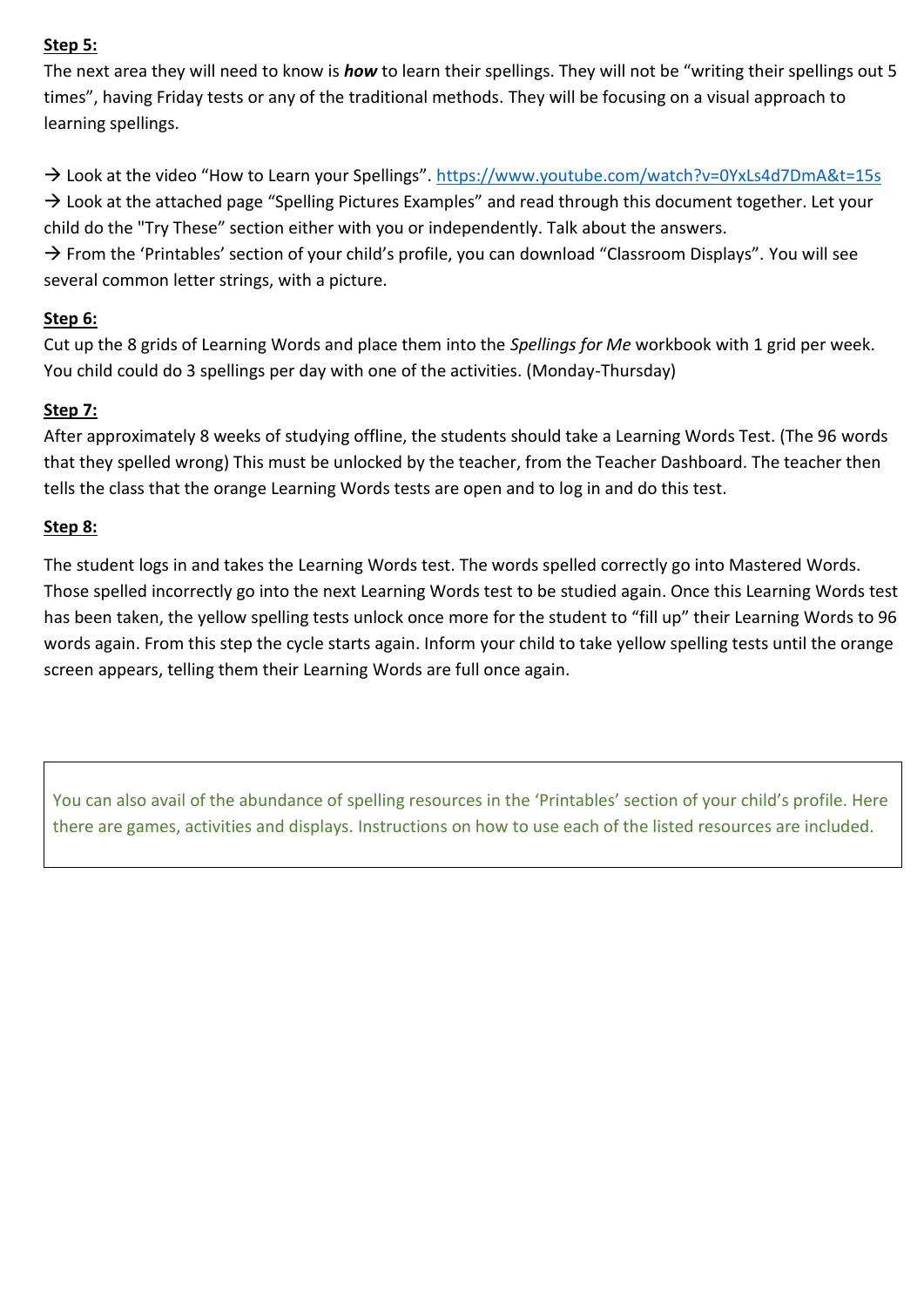**Step 5:**

The next area they will need to know is ***how*** to learn their spellings. They will not be "writing their spellings out 5 times", having Friday tests or any of the traditional methods. They will be focusing on a visual approach to learning spellings.

→ Look at the video "How to Learn your Spellings". https://www.youtube.com/watch?v=0YxLs4d7DmA&t=15s

→ Look at the attached page "Spelling Pictures Examples" and read through this document together. Let your child do the "Try These" section either with you or independently. Talk about the answers.

→ From the 'Printables' section of your child's profile, you can download "Classroom Displays". You will see several common letter strings, with a picture.

**Step 6:**

Cut up the 8 grids of Learning Words and place them into the *Spellings for Me* workbook with 1 grid per week. You child could do 3 spellings per day with one of the activities. (Monday-Thursday)

**Step 7:**

After approximately 8 weeks of studying offline, the students should take a Learning Words Test. (The 96 words that they spelled wrong) This must be unlocked by the teacher, from the Teacher Dashboard. The teacher then tells the class that the orange Learning Words tests are open and to log in and do this test.

**Step 8:**

The student logs in and takes the Learning Words test. The words spelled correctly go into Mastered Words. Those spelled incorrectly go into the next Learning Words test to be studied again. Once this Learning Words test has been taken, the yellow spelling tests unlock once more for the student to "fill up" their Learning Words to 96 words again. From this step the cycle starts again. Inform your child to take yellow spelling tests until the orange screen appears, telling them their Learning Words are full once again.

> You can also avail of the abundance of spelling resources in the 'Printables' section of your child's profile. Here there are games, activities and displays. Instructions on how to use each of the listed resources are included.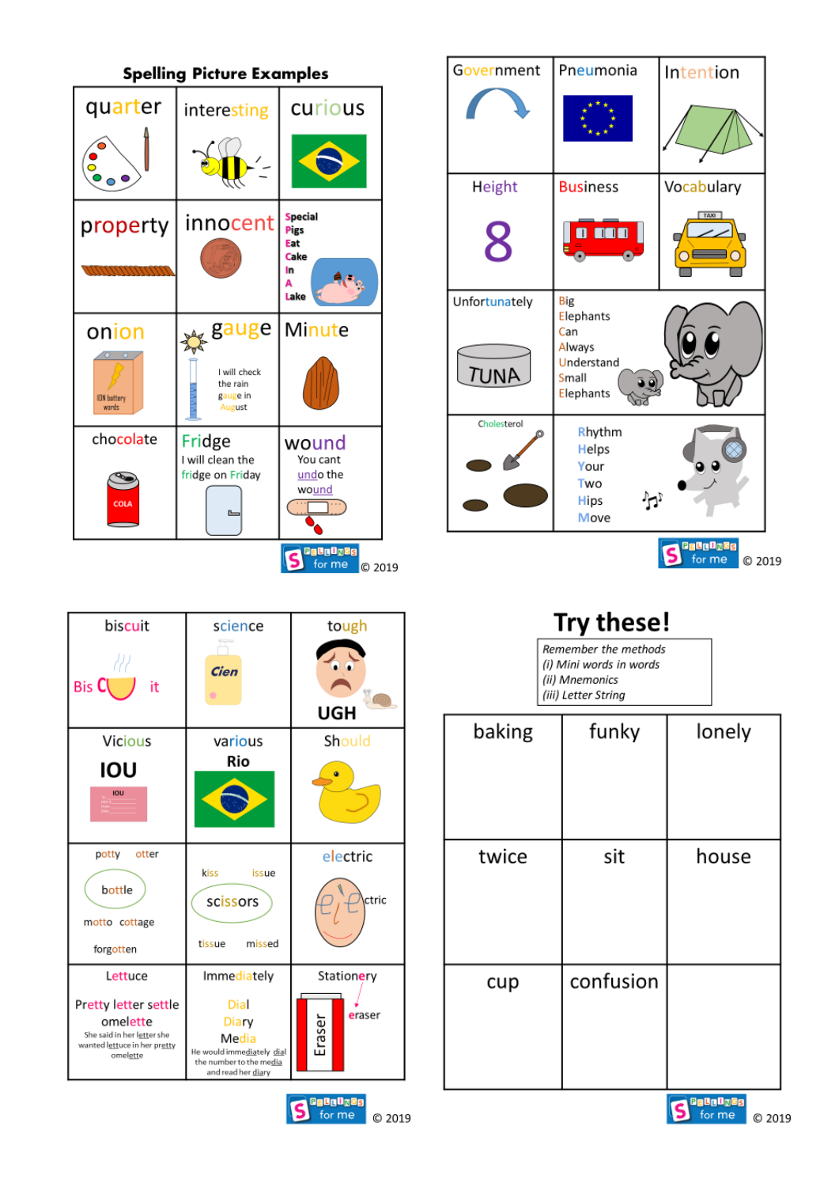## Spelling Picture Examples

| quarter | interesting | curious |
|---|---|---|
| property | innocent | Special Pigs Eat Cake In A Lake |
| onion<br>ION battery words | gauge<br>I will check the rain gauge in August | Minute |
| chocolate<br>COLA | Fridge<br>I will clean the fridge on Friday | wound<br>You cant undo the wound |

© 2019

| Government | Pneumonia | Intention |
|---|---|---|
| Height<br>8 | Business | Vocabulary<br>TAXI |
| Unfortunately<br>TUNA | Big Elephants Can Always Understand Small Elephants | |
| Cholesterol | Rhythm Helps Your Two Hips Move | |

© 2019

| biscuit | science | tough |
|---|---|---|
| Bis C it | Cien | UGH |
| Vicious<br>IOU | various<br>Rio | Should |
| potty otter<br>bottle<br>motto cottage<br>forgotten | kiss issue<br>scissors<br>tissue missed | electric<br>e l e ctric |
| Lettuce<br>Pretty letter settle<br>omelette<br>She said in her letter she wanted lettuce in her pretty omelette | Immediately<br>Dial<br>Diary<br>Media<br>He would immediately dial the number to the media and read her diary | Stationery<br>eraser<br>Eraser |

© 2019

# Try these!

*Remember the methods*
*(i) Mini words in words*
*(ii) Mnemonics*
*(iii) Letter String*

| baking | funky | lonely |
|---|---|---|
| twice | sit | house |
| cup | confusion | |

© 2019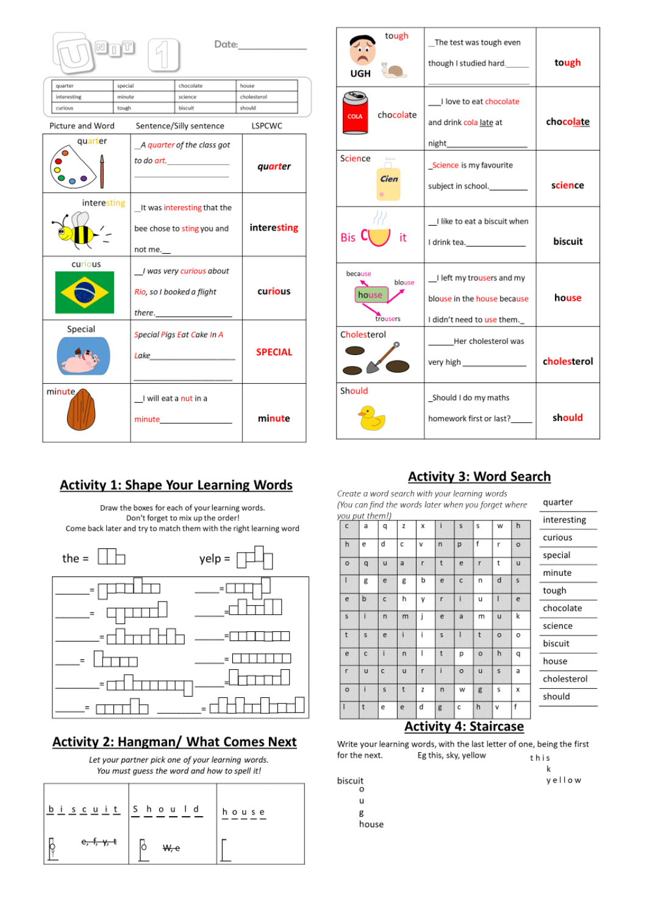Unit 1

Date:_______________

| quarter | special | chocolate | house |
|---|---|---|---|
| interesting | minute | science | cholesterol |
| curious | tough | biscuit | should |

| Picture and Word | Sentence/Silly sentence | LSPCWC |
|---|---|---|
| quarter | _A quarter of the class got to do art.__________________ | quarter |
| interesting | __It was interesting that the bee chose to sting you and not me.__ | interesting |
| curious | __I was very curious about Rio, so I booked a flight there.______________ | curious |
| Special | Special Pigs Eat Cake In A Lake________________________ | SPECIAL |
| minute | __I will eat a nut in a minute_______________ | minute |
| tough UGH | _The test was tough even though I studied hard._____ | tough |
| chocolate | ___I love to eat chocolate and drink cola late at night________________ | chocolate |
| Science | _Science is my favourite subject in school._________ | science |
| Bis C it | __I like to eat a biscuit when I drink tea.______________ | biscuit |
| because, blouse, house, trousers | __I left my trousers and my blouse in the house because I didn't need to use them._ | house |
| Cholesterol | _____Her cholesterol was very high _____________ | cholesterol |
| Should | _Should I do my maths homework first or last?_____ | should |

## Activity 1: Shape Your Learning Words

Draw the boxes for each of your learning words.
Don't forget to mix up the order!
Come back later and try to match them with the right learning word

the = 

yelp = 

_______= 

_______= 

_______= 

_______= 

_______= 

_______= 

_______= 

_______= 

_______= 

_______= 

_______= 

_______= 

## Activity 2: Hangman/ What Comes Next

*Let your partner pick one of your learning words.*
*You must guess the word and how to spell it!*

| b i s c u i t | S h o u l d | h o u s e |
|---|---|---|
| e, f, y, t | W, e | |

## Activity 3: Word Search

*Create a word search with your learning words*
*(You can find the words later when you forget where you put them!)*

| c | a | q | z | x | i | s | s | w | h |
|---|---|---|---|---|---|---|---|---|---|
| h | e | d | c | v | n | p | f | r | o |
| o | q | u | a | r | t | e | r | t | u |
| l | g | e | g | b | e | c | n | d | s |
| e | b | c | h | y | r | i | u | l | e |
| s | i | n | m | j | e | a | m | u | k |
| t | s | e | i | i | s | l | t | o | o |
| e | c | i | n | l | t | p | o | h | q |
| r | u | c | u | r | i | o | u | s | a |
| o | i | s | t | z | n | w | g | s | x |
| l | t | e | e | d | g | c | h | v | f |

quarter
interesting
curious
special
minute
tough
chocolate
science
biscuit
house
cholesterol
should

## Activity 4: Staircase

Write your learning words, with the last letter of one, being the first for the next.   Eg this, sky, yellow

```
t h i s
      k
      y e l l o w
```

```
biscuit
      o
      u
      g
      house
```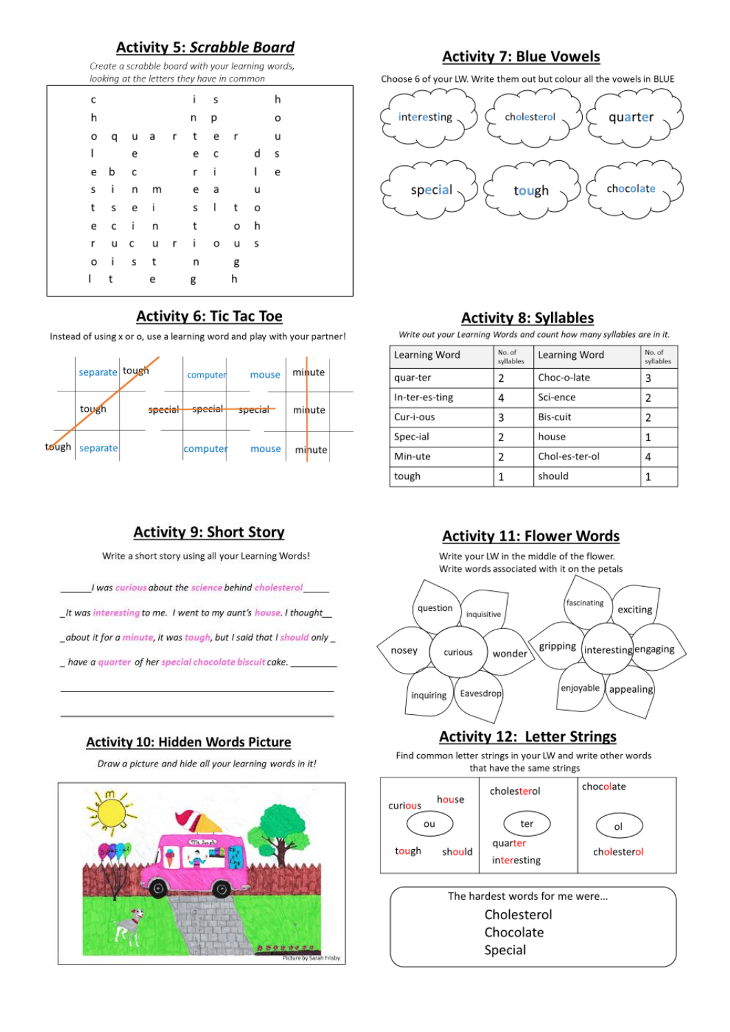## Activity 5: *Scrabble Board*

*Create a scrabble board with your learning words, looking at the letters they have in common*

```
c           i   s       h
h           n   p       o
o  q  u  a  r  t  e  r  u
l     e     e   c    d  s
e  b  c     r   i    l  e
s  i  n  m  e   a    u
t  s  e  i  s   l  t  o
e  c  i  n  t      o  h
r  u  c  u  r  i  o  u  s
o  i  s  t     n     g
l  t     e     g     h
```

## Activity 7: Blue Vowels

Choose 6 of your LW. Write them out but colour all the vowels in BLUE

interesting | cholesterol | quarter | special | tough | chocolate

## Activity 6: Tic Tac Toe

Instead of using x or o, use a learning word and play with your partner!

| | | |
|---|---|---|
| separate | tough | |
| tough | | |
| tough | separate | |

| | | |
|---|---|---|
| computer | mouse | minute |
| special | special | special |
| computer | mouse | minute |

(third column also: minute)

## Activity 8: Syllables

*Write out your Learning Words and count how many syllables are in it.*

| Learning Word | No. of syllables | Learning Word | No. of syllables |
|---|---|---|---|
| quar-ter | 2 | Choc-o-late | 3 |
| In-ter-es-ting | 4 | Sci-ence | 2 |
| Cur-i-ous | 3 | Bis-cuit | 2 |
| Spec-ial | 2 | house | 1 |
| Min-ute | 2 | Chol-es-ter-ol | 4 |
| tough | 1 | should | 1 |

## Activity 9: Short Story

Write a short story using all your Learning Words!

*I was curious about the science behind cholesterol. It was interesting to me. I went to my aunt's house. I thought about it for a minute, it was tough, but I said that I should only have a quarter of her special chocolate biscuit cake.*

## Activity 11: Flower Words

Write your LW in the middle of the flower.
Write words associated with it on the petals

**curious:** question, inquisitive, wonder, Eavesdrop, inquiring, nosey

**interesting:** fascinating, exciting, engaging, appealing, enjoyable, gripping

## Activity 10: Hidden Words Picture

*Draw a picture and hide all your learning words in it!*

Picture by Sarah Frisby

## Activity 12: Letter Strings

Find common letter strings in your LW and write other words that have the same strings

| ou | ter | ol |
|---|---|---|
| curious, house, tough, should | cholesterol, quarter, interesting | chocolate, cholesterol |

The hardest words for me were…
Cholesterol
Chocolate
Special